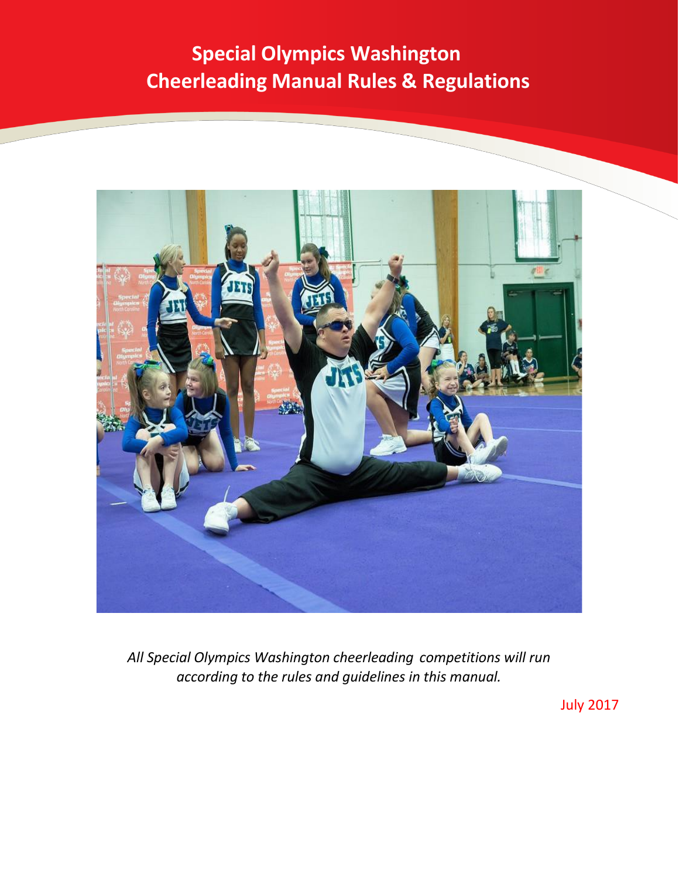# Special Olympics Washington
# Cheerleading Manual Rules & Regulations

*All Special Olympics Washington cheerleading competitions will run according to the rules and guidelines in this manual.*

July 2017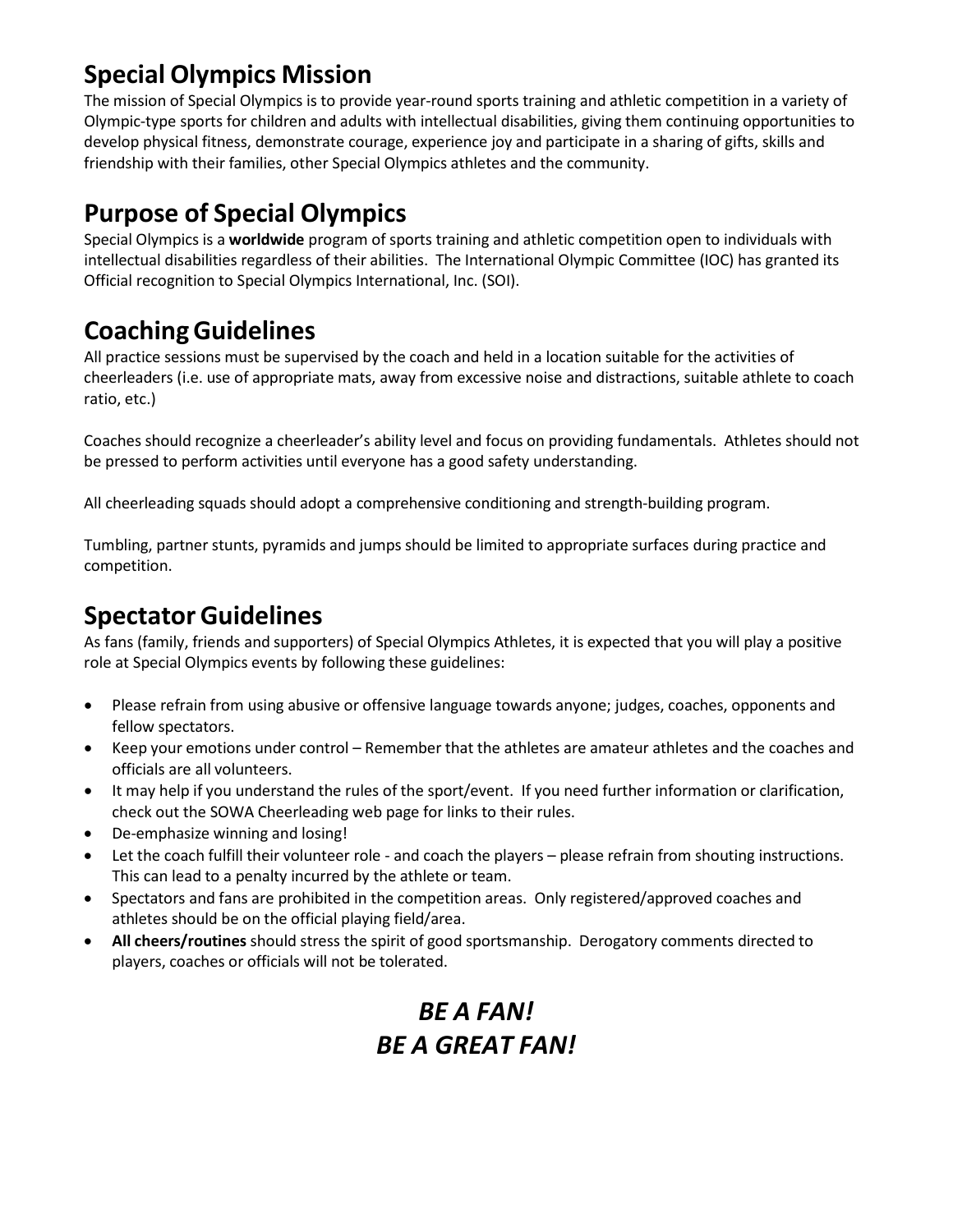## Special Olympics Mission

The mission of Special Olympics is to provide year-round sports training and athletic competition in a variety of Olympic-type sports for children and adults with intellectual disabilities, giving them continuing opportunities to develop physical fitness, demonstrate courage, experience joy and participate in a sharing of gifts, skills and friendship with their families, other Special Olympics athletes and the community.

## Purpose of Special Olympics

Special Olympics is a **worldwide** program of sports training and athletic competition open to individuals with intellectual disabilities regardless of their abilities. The International Olympic Committee (IOC) has granted its Official recognition to Special Olympics International, Inc. (SOI).

## Coaching Guidelines

All practice sessions must be supervised by the coach and held in a location suitable for the activities of cheerleaders (i.e. use of appropriate mats, away from excessive noise and distractions, suitable athlete to coach ratio, etc.)

Coaches should recognize a cheerleader's ability level and focus on providing fundamentals. Athletes should not be pressed to perform activities until everyone has a good safety understanding.

All cheerleading squads should adopt a comprehensive conditioning and strength-building program.

Tumbling, partner stunts, pyramids and jumps should be limited to appropriate surfaces during practice and competition.

## Spectator Guidelines

As fans (family, friends and supporters) of Special Olympics Athletes, it is expected that you will play a positive role at Special Olympics events by following these guidelines:

- Please refrain from using abusive or offensive language towards anyone; judges, coaches, opponents and fellow spectators.
- Keep your emotions under control – Remember that the athletes are amateur athletes and the coaches and officials are all volunteers.
- It may help if you understand the rules of the sport/event. If you need further information or clarification, check out the SOWA Cheerleading web page for links to their rules.
- De-emphasize winning and losing!
- Let the coach fulfill their volunteer role - and coach the players – please refrain from shouting instructions. This can lead to a penalty incurred by the athlete or team.
- Spectators and fans are prohibited in the competition areas. Only registered/approved coaches and athletes should be on the official playing field/area.
- **All cheers/routines** should stress the spirit of good sportsmanship. Derogatory comments directed to players, coaches or officials will not be tolerated.

***BE A FAN!***
***BE A GREAT FAN!***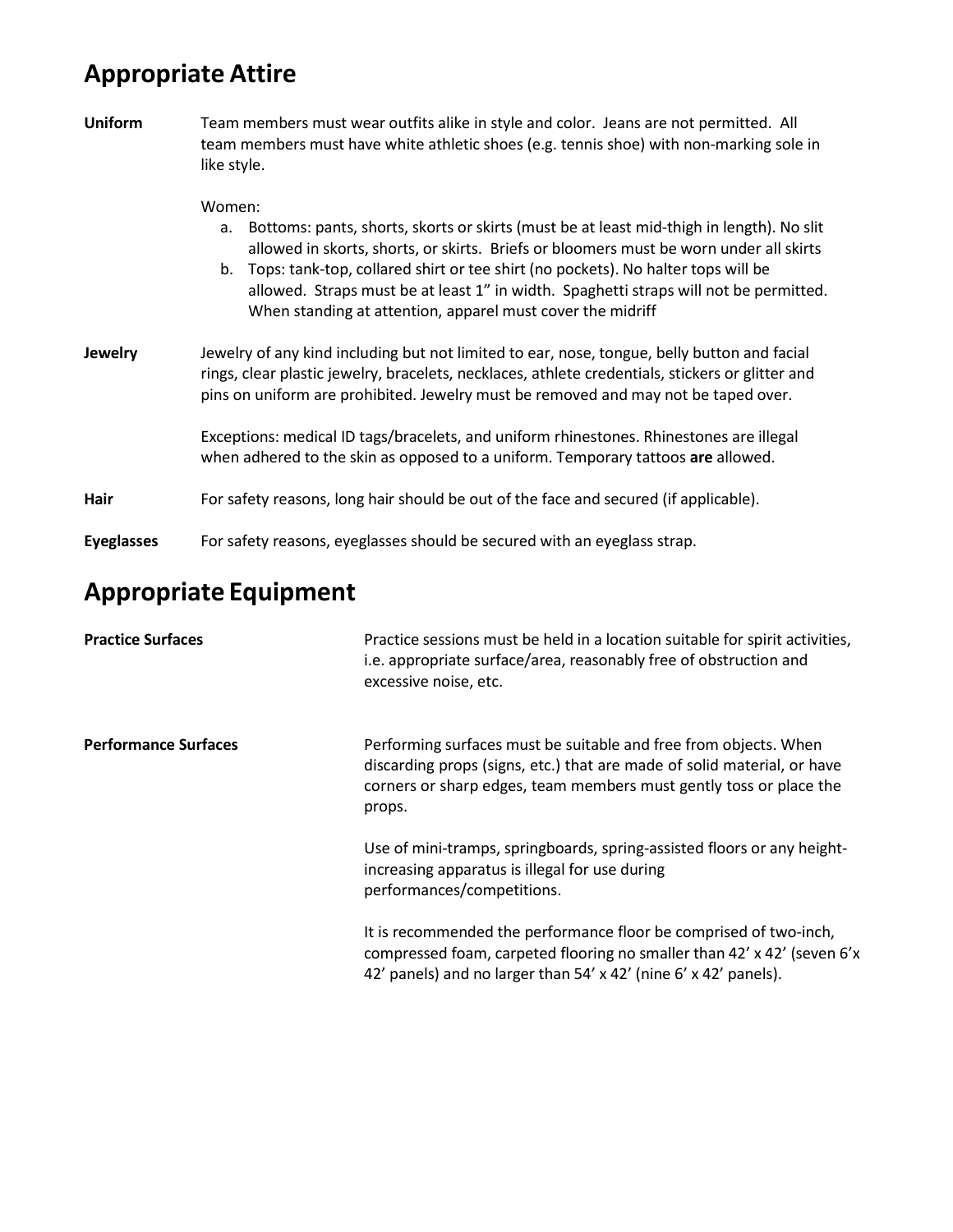## Appropriate Attire

**Uniform**

Team members must wear outfits alike in style and color. Jeans are not permitted. All team members must have white athletic shoes (e.g. tennis shoe) with non-marking sole in like style.

Women:

a. Bottoms: pants, shorts, skorts or skirts (must be at least mid-thigh in length). No slit allowed in skorts, shorts, or skirts. Briefs or bloomers must be worn under all skirts
b. Tops: tank-top, collared shirt or tee shirt (no pockets). No halter tops will be allowed. Straps must be at least 1" in width. Spaghetti straps will not be permitted. When standing at attention, apparel must cover the midriff

**Jewelry**

Jewelry of any kind including but not limited to ear, nose, tongue, belly button and facial rings, clear plastic jewelry, bracelets, necklaces, athlete credentials, stickers or glitter and pins on uniform are prohibited. Jewelry must be removed and may not be taped over.

Exceptions: medical ID tags/bracelets, and uniform rhinestones. Rhinestones are illegal when adhered to the skin as opposed to a uniform. Temporary tattoos **are** allowed.

**Hair**

For safety reasons, long hair should be out of the face and secured (if applicable).

**Eyeglasses**

For safety reasons, eyeglasses should be secured with an eyeglass strap.

## Appropriate Equipment

**Practice Surfaces**

Practice sessions must be held in a location suitable for spirit activities, i.e. appropriate surface/area, reasonably free of obstruction and excessive noise, etc.

**Performance Surfaces**

Performing surfaces must be suitable and free from objects. When discarding props (signs, etc.) that are made of solid material, or have corners or sharp edges, team members must gently toss or place the props.

Use of mini-tramps, springboards, spring-assisted floors or any height-increasing apparatus is illegal for use during performances/competitions.

It is recommended the performance floor be comprised of two-inch, compressed foam, carpeted flooring no smaller than 42' x 42' (seven 6'x 42' panels) and no larger than 54' x 42' (nine 6' x 42' panels).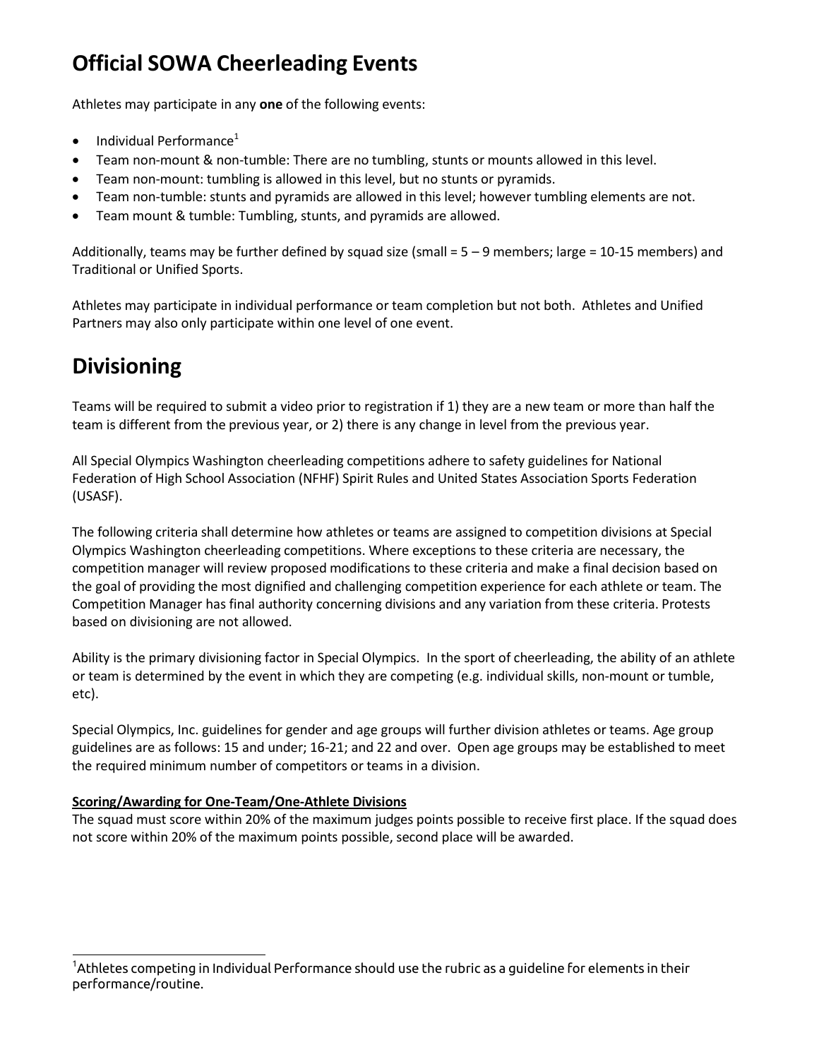# Official SOWA Cheerleading Events

Athletes may participate in any **one** of the following events:

- Individual Performance[1]
- Team non-mount & non-tumble: There are no tumbling, stunts or mounts allowed in this level.
- Team non-mount: tumbling is allowed in this level, but no stunts or pyramids.
- Team non-tumble: stunts and pyramids are allowed in this level; however tumbling elements are not.
- Team mount & tumble: Tumbling, stunts, and pyramids are allowed.

Additionally, teams may be further defined by squad size (small = 5 – 9 members; large = 10-15 members) and Traditional or Unified Sports.

Athletes may participate in individual performance or team completion but not both. Athletes and Unified Partners may also only participate within one level of one event.

# Divisioning

Teams will be required to submit a video prior to registration if 1) they are a new team or more than half the team is different from the previous year, or 2) there is any change in level from the previous year.

All Special Olympics Washington cheerleading competitions adhere to safety guidelines for National Federation of High School Association (NFHF) Spirit Rules and United States Association Sports Federation (USASF).

The following criteria shall determine how athletes or teams are assigned to competition divisions at Special Olympics Washington cheerleading competitions. Where exceptions to these criteria are necessary, the competition manager will review proposed modifications to these criteria and make a final decision based on the goal of providing the most dignified and challenging competition experience for each athlete or team. The Competition Manager has final authority concerning divisions and any variation from these criteria. Protests based on divisioning are not allowed.

Ability is the primary divisioning factor in Special Olympics. In the sport of cheerleading, the ability of an athlete or team is determined by the event in which they are competing (e.g. individual skills, non-mount or tumble, etc).

Special Olympics, Inc. guidelines for gender and age groups will further division athletes or teams. Age group guidelines are as follows: 15 and under; 16-21; and 22 and over. Open age groups may be established to meet the required minimum number of competitors or teams in a division.

**Scoring/Awarding for One-Team/One-Athlete Divisions**

The squad must score within 20% of the maximum judges points possible to receive first place. If the squad does not score within 20% of the maximum points possible, second place will be awarded.

[1]Athletes competing in Individual Performance should use the rubric as a guideline for elements in their performance/routine.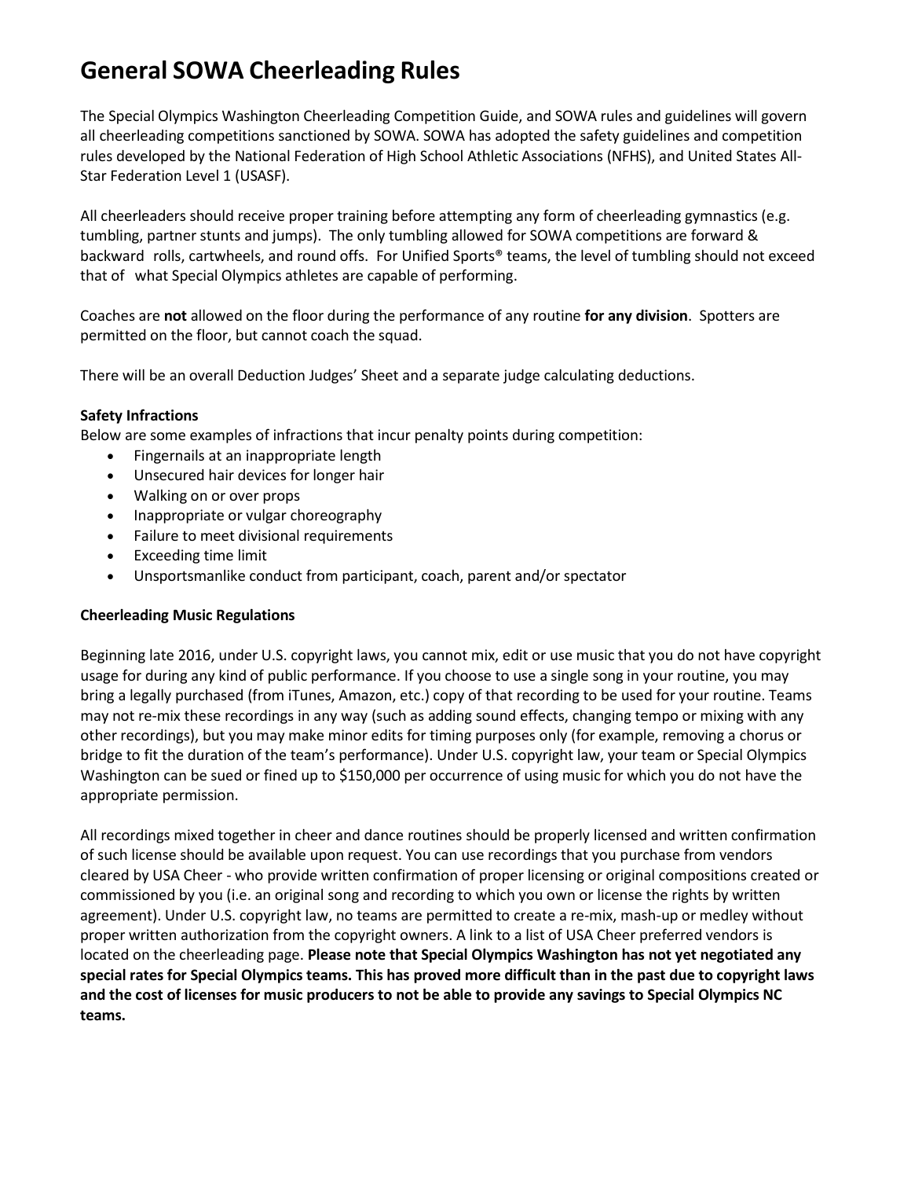# General SOWA Cheerleading Rules

The Special Olympics Washington Cheerleading Competition Guide, and SOWA rules and guidelines will govern all cheerleading competitions sanctioned by SOWA. SOWA has adopted the safety guidelines and competition rules developed by the National Federation of High School Athletic Associations (NFHS), and United States All-Star Federation Level 1 (USASF).

All cheerleaders should receive proper training before attempting any form of cheerleading gymnastics (e.g. tumbling, partner stunts and jumps). The only tumbling allowed for SOWA competitions are forward & backward rolls, cartwheels, and round offs. For Unified Sports® teams, the level of tumbling should not exceed that of what Special Olympics athletes are capable of performing.

Coaches are **not** allowed on the floor during the performance of any routine **for any division**. Spotters are permitted on the floor, but cannot coach the squad.

There will be an overall Deduction Judges' Sheet and a separate judge calculating deductions.

**Safety Infractions**

Below are some examples of infractions that incur penalty points during competition:

- Fingernails at an inappropriate length
- Unsecured hair devices for longer hair
- Walking on or over props
- Inappropriate or vulgar choreography
- Failure to meet divisional requirements
- Exceeding time limit
- Unsportsmanlike conduct from participant, coach, parent and/or spectator

**Cheerleading Music Regulations**

Beginning late 2016, under U.S. copyright laws, you cannot mix, edit or use music that you do not have copyright usage for during any kind of public performance. If you choose to use a single song in your routine, you may bring a legally purchased (from iTunes, Amazon, etc.) copy of that recording to be used for your routine. Teams may not re-mix these recordings in any way (such as adding sound effects, changing tempo or mixing with any other recordings), but you may make minor edits for timing purposes only (for example, removing a chorus or bridge to fit the duration of the team's performance). Under U.S. copyright law, your team or Special Olympics Washington can be sued or fined up to $150,000 per occurrence of using music for which you do not have the appropriate permission.

All recordings mixed together in cheer and dance routines should be properly licensed and written confirmation of such license should be available upon request. You can use recordings that you purchase from vendors cleared by USA Cheer - who provide written confirmation of proper licensing or original compositions created or commissioned by you (i.e. an original song and recording to which you own or license the rights by written agreement). Under U.S. copyright law, no teams are permitted to create a re-mix, mash-up or medley without proper written authorization from the copyright owners. A link to a list of USA Cheer preferred vendors is located on the cheerleading page. **Please note that Special Olympics Washington has not yet negotiated any special rates for Special Olympics teams. This has proved more difficult than in the past due to copyright laws and the cost of licenses for music producers to not be able to provide any savings to Special Olympics NC teams.**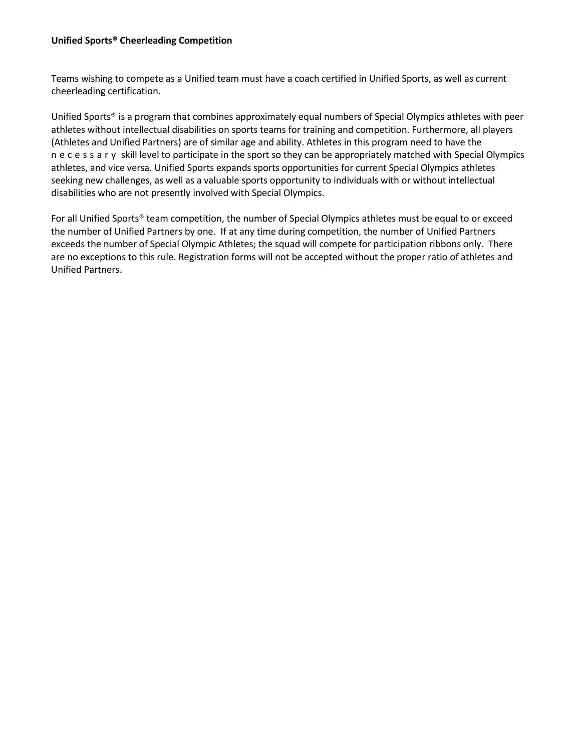**Unified Sports® Cheerleading Competition**

Teams wishing to compete as a Unified team must have a coach certified in Unified Sports, as well as current cheerleading certification.

Unified Sports® is a program that combines approximately equal numbers of Special Olympics athletes with peer athletes without intellectual disabilities on sports teams for training and competition. Furthermore, all players (Athletes and Unified Partners) are of similar age and ability. Athletes in this program need to have the necessary skill level to participate in the sport so they can be appropriately matched with Special Olympics athletes, and vice versa. Unified Sports expands sports opportunities for current Special Olympics athletes seeking new challenges, as well as a valuable sports opportunity to individuals with or without intellectual disabilities who are not presently involved with Special Olympics.

For all Unified Sports® team competition, the number of Special Olympics athletes must be equal to or exceed the number of Unified Partners by one. If at any time during competition, the number of Unified Partners exceeds the number of Special Olympic Athletes; the squad will compete for participation ribbons only. There are no exceptions to this rule. Registration forms will not be accepted without the proper ratio of athletes and Unified Partners.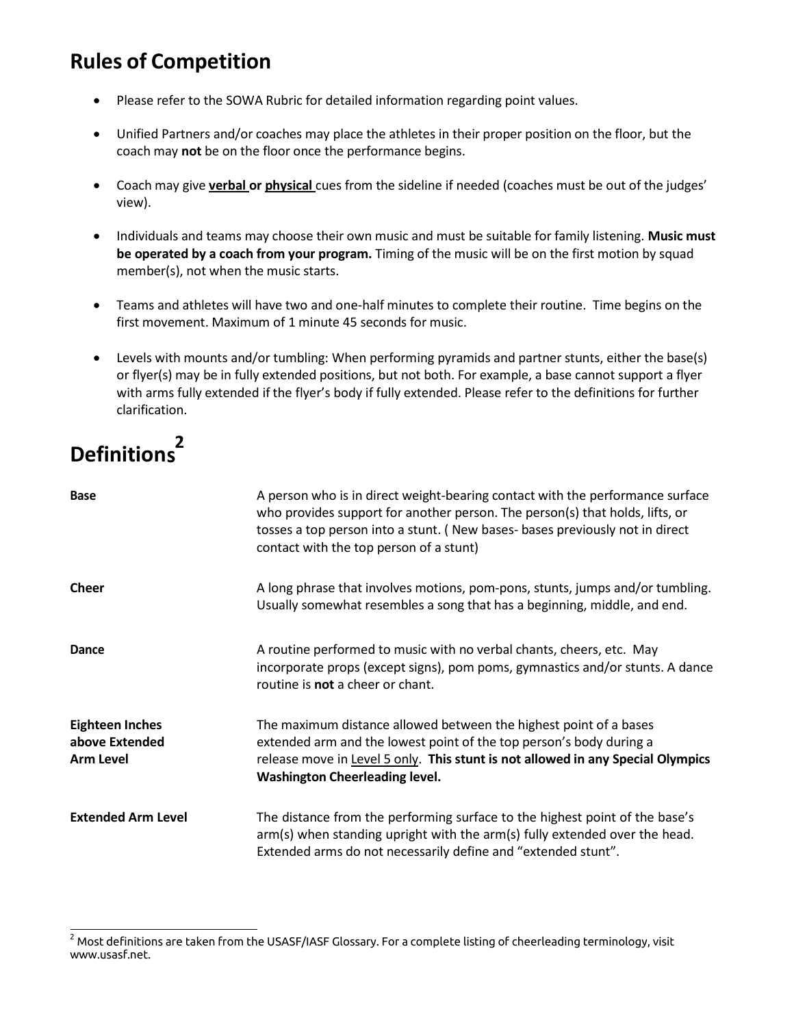## Rules of Competition

- Please refer to the SOWA Rubric for detailed information regarding point values.
- Unified Partners and/or coaches may place the athletes in their proper position on the floor, but the coach may **not** be on the floor once the performance begins.
- Coach may give **verbal or physical** cues from the sideline if needed (coaches must be out of the judges' view).
- Individuals and teams may choose their own music and must be suitable for family listening. **Music must be operated by a coach from your program.** Timing of the music will be on the first motion by squad member(s), not when the music starts.
- Teams and athletes will have two and one-half minutes to complete their routine. Time begins on the first movement. Maximum of 1 minute 45 seconds for music.
- Levels with mounts and/or tumbling: When performing pyramids and partner stunts, either the base(s) or flyer(s) may be in fully extended positions, but not both. For example, a base cannot support a flyer with arms fully extended if the flyer's body if fully extended. Please refer to the definitions for further clarification.

## Definitions[2]

| | |
|---|---|
| **Base** | A person who is in direct weight-bearing contact with the performance surface who provides support for another person. The person(s) that holds, lifts, or tosses a top person into a stunt. ( New bases- bases previously not in direct contact with the top person of a stunt) |
| **Cheer** | A long phrase that involves motions, pom-pons, stunts, jumps and/or tumbling. Usually somewhat resembles a song that has a beginning, middle, and end. |
| **Dance** | A routine performed to music with no verbal chants, cheers, etc. May incorporate props (except signs), pom poms, gymnastics and/or stunts. A dance routine is **not** a cheer or chant. |
| **Eighteen Inches above Extended Arm Level** | The maximum distance allowed between the highest point of a bases extended arm and the lowest point of the top person's body during a release move in Level 5 only. **This stunt is not allowed in any Special Olympics Washington Cheerleading level.** |
| **Extended Arm Level** | The distance from the performing surface to the highest point of the base's arm(s) when standing upright with the arm(s) fully extended over the head. Extended arms do not necessarily define and "extended stunt". |

[2] Most definitions are taken from the USASF/IASF Glossary. For a complete listing of cheerleading terminology, visit www.usasf.net.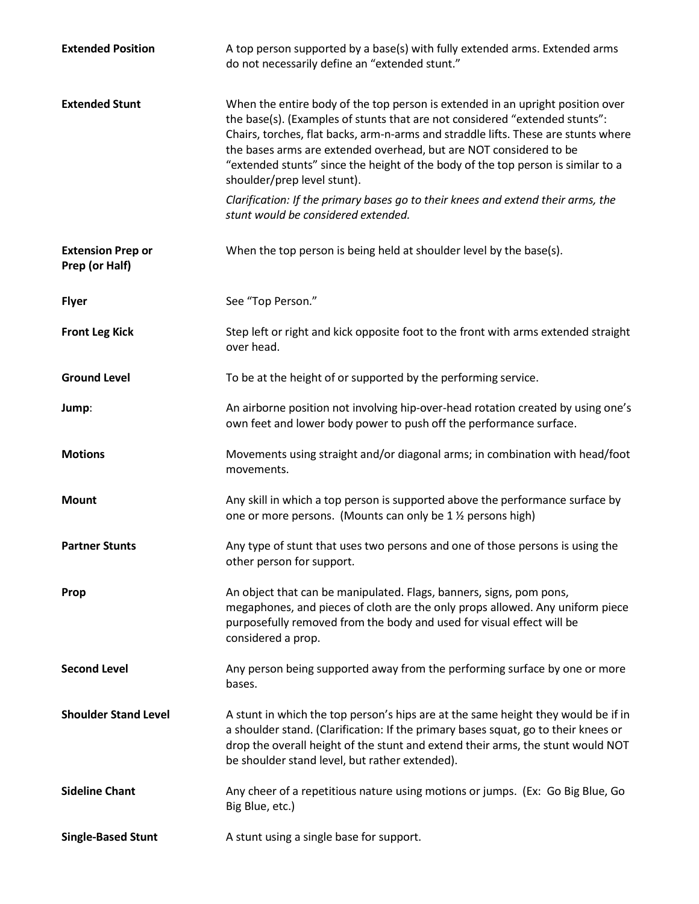**Extended Position** A top person supported by a base(s) with fully extended arms. Extended arms do not necessarily define an "extended stunt."

**Extended Stunt** When the entire body of the top person is extended in an upright position over the base(s). (Examples of stunts that are not considered "extended stunts": Chairs, torches, flat backs, arm-n-arms and straddle lifts. These are stunts where the bases arms are extended overhead, but are NOT considered to be "extended stunts" since the height of the body of the top person is similar to a shoulder/prep level stunt).

*Clarification: If the primary bases go to their knees and extend their arms, the stunt would be considered extended.*

**Extension Prep or Prep (or Half)** When the top person is being held at shoulder level by the base(s).

**Flyer** See "Top Person."

**Front Leg Kick** Step left or right and kick opposite foot to the front with arms extended straight over head.

**Ground Level** To be at the height of or supported by the performing service.

**Jump**: An airborne position not involving hip-over-head rotation created by using one's own feet and lower body power to push off the performance surface.

**Motions** Movements using straight and/or diagonal arms; in combination with head/foot movements.

**Mount** Any skill in which a top person is supported above the performance surface by one or more persons. (Mounts can only be 1 ½ persons high)

**Partner Stunts** Any type of stunt that uses two persons and one of those persons is using the other person for support.

**Prop** An object that can be manipulated. Flags, banners, signs, pom pons, megaphones, and pieces of cloth are the only props allowed. Any uniform piece purposefully removed from the body and used for visual effect will be considered a prop.

**Second Level** Any person being supported away from the performing surface by one or more bases.

**Shoulder Stand Level** A stunt in which the top person's hips are at the same height they would be if in a shoulder stand. (Clarification: If the primary bases squat, go to their knees or drop the overall height of the stunt and extend their arms, the stunt would NOT be shoulder stand level, but rather extended).

**Sideline Chant** Any cheer of a repetitious nature using motions or jumps. (Ex: Go Big Blue, Go Big Blue, etc.)

**Single-Based Stunt** A stunt using a single base for support.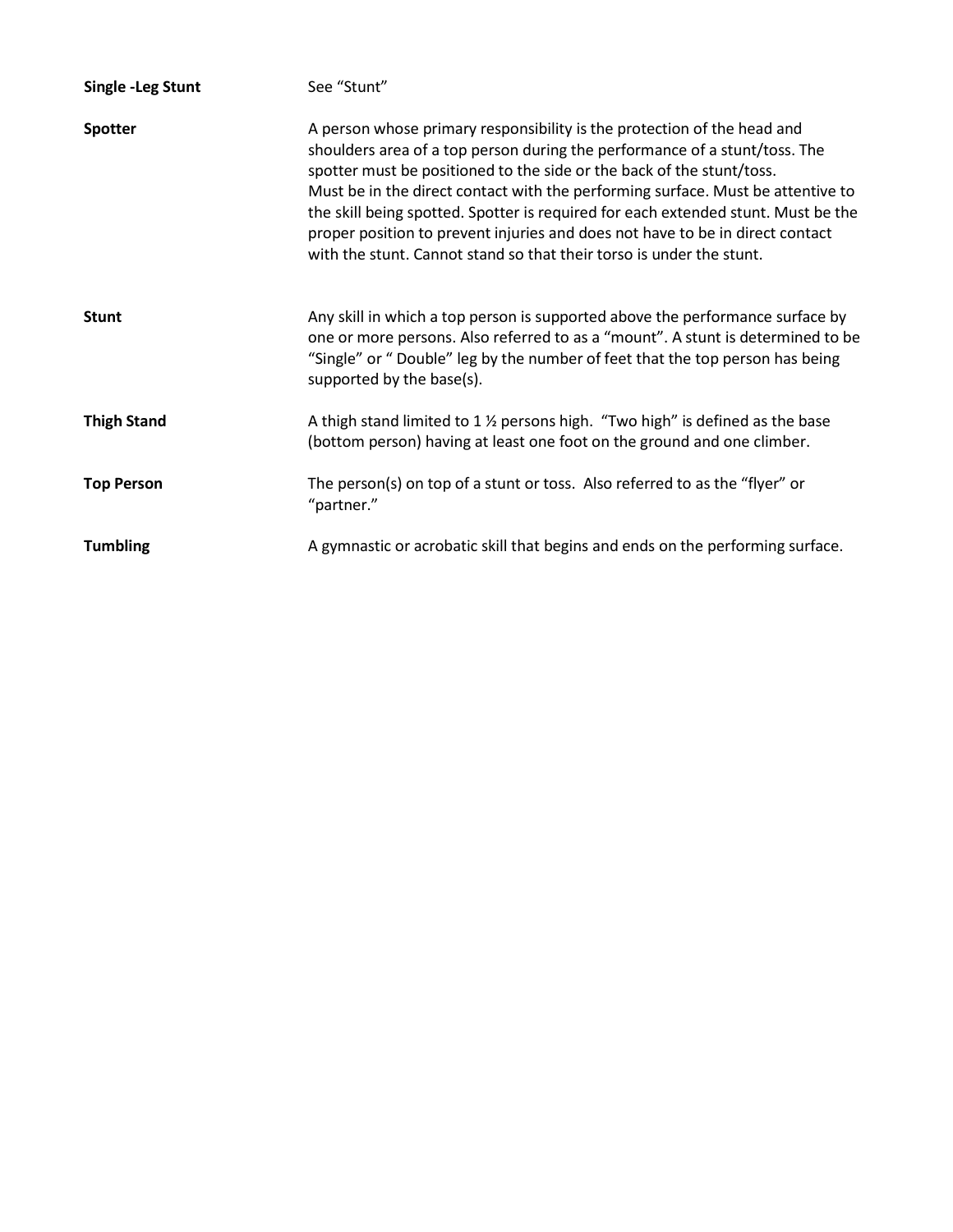**Single -Leg Stunt** See "Stunt"

**Spotter** A person whose primary responsibility is the protection of the head and shoulders area of a top person during the performance of a stunt/toss. The spotter must be positioned to the side or the back of the stunt/toss. Must be in the direct contact with the performing surface. Must be attentive to the skill being spotted. Spotter is required for each extended stunt. Must be the proper position to prevent injuries and does not have to be in direct contact with the stunt. Cannot stand so that their torso is under the stunt.

**Stunt** Any skill in which a top person is supported above the performance surface by one or more persons. Also referred to as a "mount". A stunt is determined to be "Single" or " Double" leg by the number of feet that the top person has being supported by the base(s).

**Thigh Stand** A thigh stand limited to 1 ½ persons high. "Two high" is defined as the base (bottom person) having at least one foot on the ground and one climber.

**Top Person** The person(s) on top of a stunt or toss. Also referred to as the "flyer" or "partner."

**Tumbling** A gymnastic or acrobatic skill that begins and ends on the performing surface.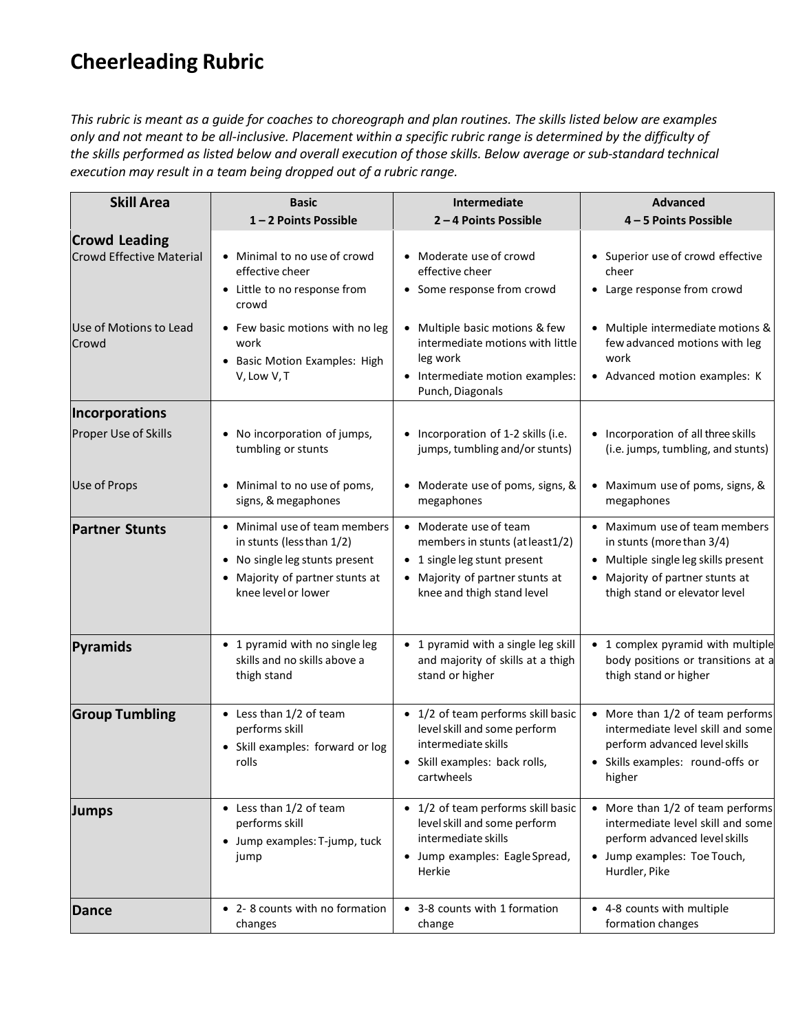# Cheerleading Rubric

*This rubric is meant as a guide for coaches to choreograph and plan routines. The skills listed below are examples only and not meant to be all-inclusive. Placement within a specific rubric range is determined by the difficulty of the skills performed as listed below and overall execution of those skills. Below average or sub-standard technical execution may result in a team being dropped out of a rubric range.*

| Skill Area | Basic<br>1 – 2 Points Possible | Intermediate<br>2 – 4 Points Possible | Advanced<br>4 – 5 Points Possible |
|---|---|---|---|
| **Crowd Leading**<br>Crowd Effective Material | • Minimal to no use of crowd effective cheer<br>• Little to no response from crowd | • Moderate use of crowd effective cheer<br>• Some response from crowd | • Superior use of crowd effective cheer<br>• Large response from crowd |
| Use of Motions to Lead Crowd | • Few basic motions with no leg work<br>• Basic Motion Examples: High V, Low V, T | • Multiple basic motions & few intermediate motions with little leg work<br>• Intermediate motion examples: Punch, Diagonals | • Multiple intermediate motions & few advanced motions with leg work<br>• Advanced motion examples: K |
| **Incorporations**<br>Proper Use of Skills | • No incorporation of jumps, tumbling or stunts | • Incorporation of 1-2 skills (i.e. jumps, tumbling and/or stunts) | • Incorporation of all three skills (i.e. jumps, tumbling, and stunts) |
| Use of Props | • Minimal to no use of poms, signs, & megaphones | • Moderate use of poms, signs, & megaphones | • Maximum use of poms, signs, & megaphones |
| **Partner Stunts** | • Minimal use of team members in stunts (less than 1/2)<br>• No single leg stunts present<br>• Majority of partner stunts at knee level or lower | • Moderate use of team members in stunts (at least 1/2)<br>• 1 single leg stunt present<br>• Majority of partner stunts at knee and thigh stand level | • Maximum use of team members in stunts (more than 3/4)<br>• Multiple single leg skills present<br>• Majority of partner stunts at thigh stand or elevator level |
| **Pyramids** | • 1 pyramid with no single leg skills and no skills above a thigh stand | • 1 pyramid with a single leg skill and majority of skills at a thigh stand or higher | • 1 complex pyramid with multiple body positions or transitions at a thigh stand or higher |
| **Group Tumbling** | • Less than 1/2 of team performs skill<br>• Skill examples: forward or log rolls | • 1/2 of team performs skill basic level skill and some perform intermediate skills<br>• Skill examples: back rolls, cartwheels | • More than 1/2 of team performs intermediate level skill and some perform advanced level skills<br>• Skills examples: round-offs or higher |
| **Jumps** | • Less than 1/2 of team performs skill<br>• Jump examples: T-jump, tuck jump | • 1/2 of team performs skill basic level skill and some perform intermediate skills<br>• Jump examples: Eagle Spread, Herkie | • More than 1/2 of team performs intermediate level skill and some perform advanced level skills<br>• Jump examples: Toe Touch, Hurdler, Pike |
| **Dance** | • 2- 8 counts with no formation changes | • 3-8 counts with 1 formation change | • 4-8 counts with multiple formation changes |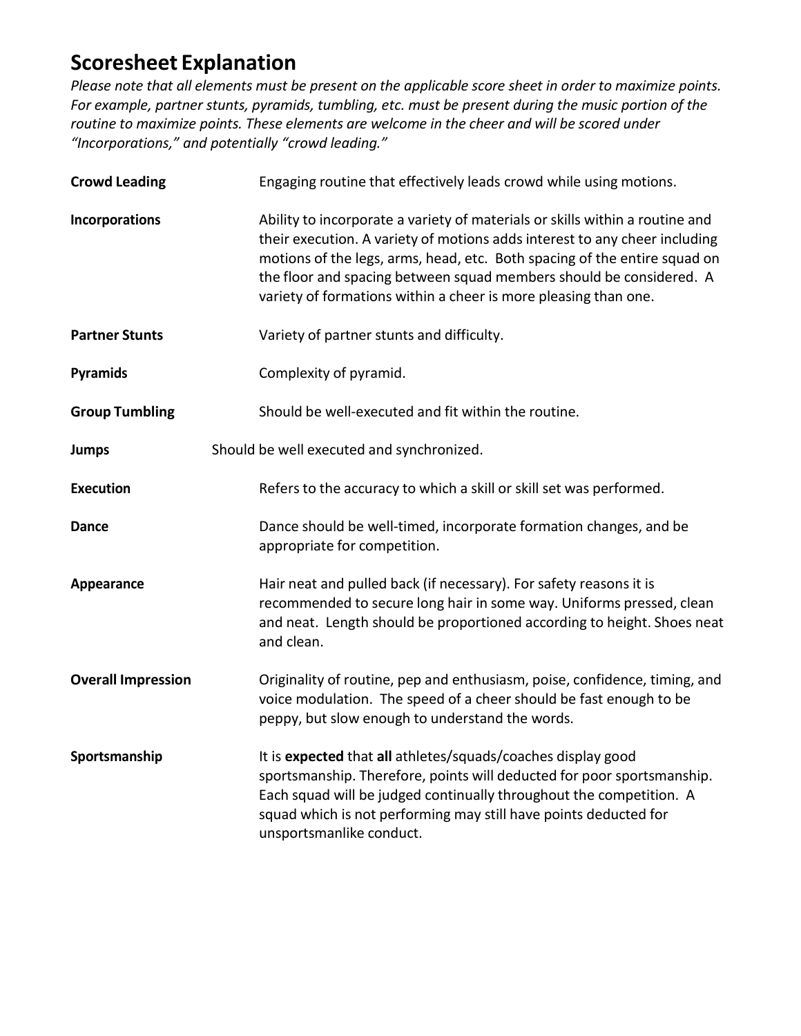## Scoresheet Explanation

*Please note that all elements must be present on the applicable score sheet in order to maximize points. For example, partner stunts, pyramids, tumbling, etc. must be present during the music portion of the routine to maximize points. These elements are welcome in the cheer and will be scored under "Incorporations," and potentially "crowd leading."*

**Crowd Leading** — Engaging routine that effectively leads crowd while using motions.

**Incorporations** — Ability to incorporate a variety of materials or skills within a routine and their execution. A variety of motions adds interest to any cheer including motions of the legs, arms, head, etc. Both spacing of the entire squad on the floor and spacing between squad members should be considered. A variety of formations within a cheer is more pleasing than one.

**Partner Stunts** — Variety of partner stunts and difficulty.

**Pyramids** — Complexity of pyramid.

**Group Tumbling** — Should be well-executed and fit within the routine.

**Jumps** — Should be well executed and synchronized.

**Execution** — Refers to the accuracy to which a skill or skill set was performed.

**Dance** — Dance should be well-timed, incorporate formation changes, and be appropriate for competition.

**Appearance** — Hair neat and pulled back (if necessary). For safety reasons it is recommended to secure long hair in some way. Uniforms pressed, clean and neat. Length should be proportioned according to height. Shoes neat and clean.

**Overall Impression** — Originality of routine, pep and enthusiasm, poise, confidence, timing, and voice modulation. The speed of a cheer should be fast enough to be peppy, but slow enough to understand the words.

**Sportsmanship** — It is **expected** that **all** athletes/squads/coaches display good sportsmanship. Therefore, points will deducted for poor sportsmanship. Each squad will be judged continually throughout the competition. A squad which is not performing may still have points deducted for unsportsmanlike conduct.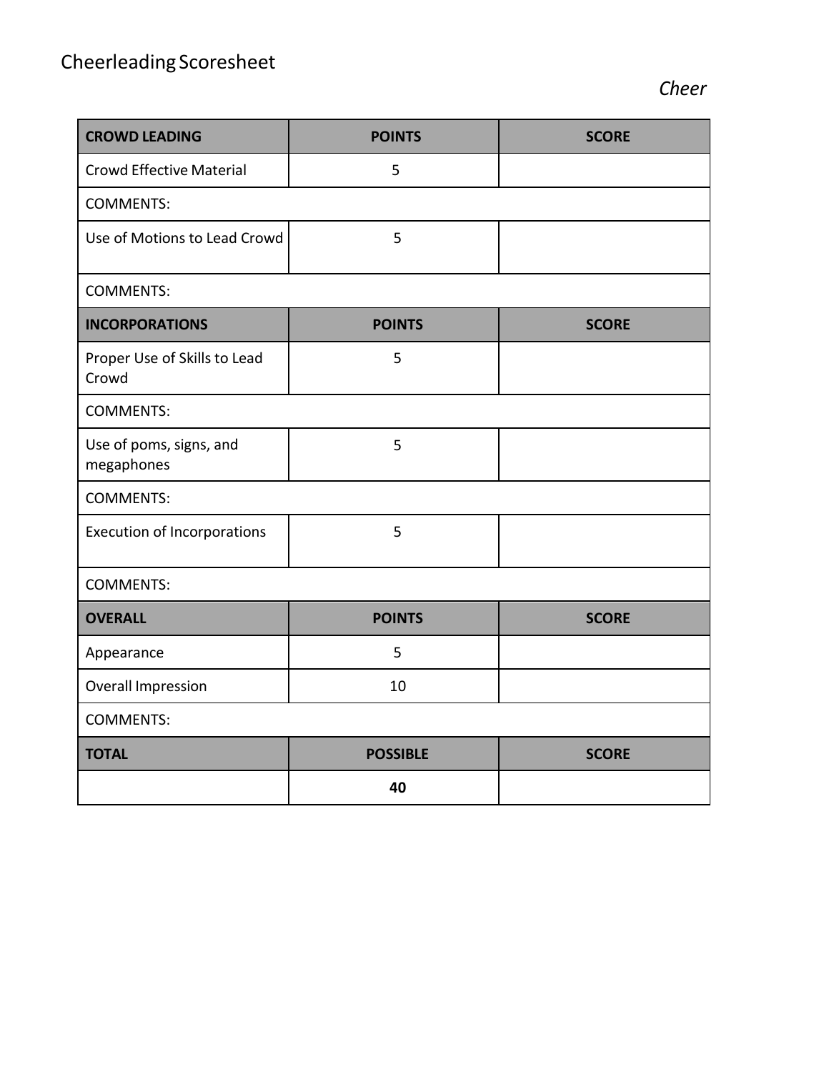# Cheerleading Scoresheet

*Cheer*

| CROWD LEADING | POINTS | SCORE |
| --- | --- | --- |
| Crowd Effective Material | 5 | |
| COMMENTS: | | |
| Use of Motions to Lead Crowd | 5 | |
| COMMENTS: | | |
| **INCORPORATIONS** | **POINTS** | **SCORE** |
| Proper Use of Skills to Lead Crowd | 5 | |
| COMMENTS: | | |
| Use of poms, signs, and megaphones | 5 | |
| COMMENTS: | | |
| Execution of Incorporations | 5 | |
| COMMENTS: | | |
| **OVERALL** | **POINTS** | **SCORE** |
| Appearance | 5 | |
| Overall Impression | 10 | |
| COMMENTS: | | |
| **TOTAL** | **POSSIBLE** | **SCORE** |
| | **40** | |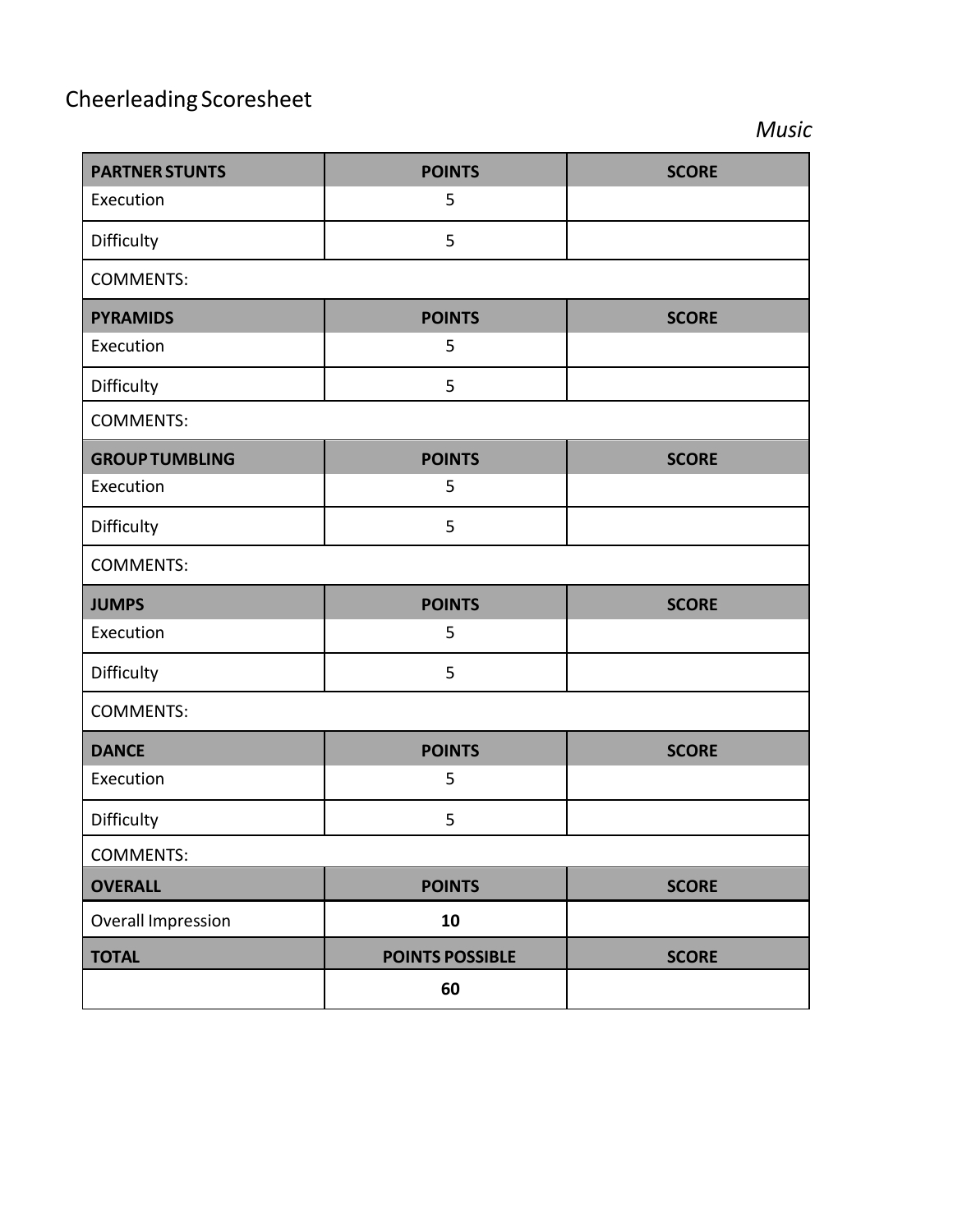# Cheerleading Scoresheet

*Music*

| PARTNER STUNTS | POINTS | SCORE |
|---|---|---|
| Execution | 5 | |
| Difficulty | 5 | |
| COMMENTS: | | |
| **PYRAMIDS** | **POINTS** | **SCORE** |
| Execution | 5 | |
| Difficulty | 5 | |
| COMMENTS: | | |
| **GROUP TUMBLING** | **POINTS** | **SCORE** |
| Execution | 5 | |
| Difficulty | 5 | |
| COMMENTS: | | |
| **JUMPS** | **POINTS** | **SCORE** |
| Execution | 5 | |
| Difficulty | 5 | |
| COMMENTS: | | |
| **DANCE** | **POINTS** | **SCORE** |
| Execution | 5 | |
| Difficulty | 5 | |
| COMMENTS: | | |
| **OVERALL** | **POINTS** | **SCORE** |
| Overall Impression | **10** | |
| **TOTAL** | **POINTS POSSIBLE** | **SCORE** |
| | **60** | |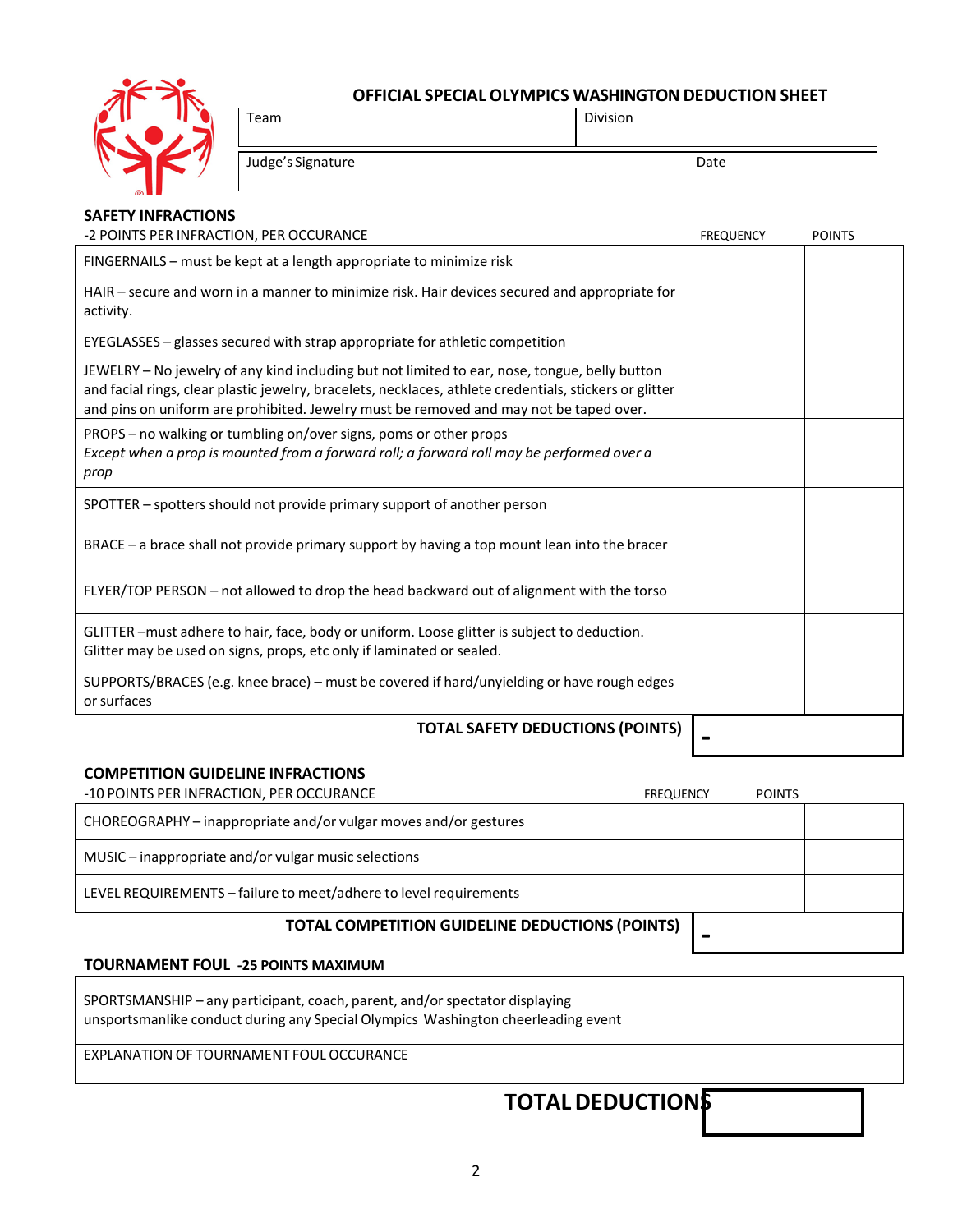# OFFICIAL SPECIAL OLYMPICS WASHINGTON DEDUCTION SHEET

| Team | Division |
|---|---|
| | |

| Judge's Signature | Date |
|---|---|
| | |

## SAFETY INFRACTIONS

| -2 POINTS PER INFRACTION, PER OCCURANCE | FREQUENCY | POINTS |
|---|---|---|
| FINGERNAILS – must be kept at a length appropriate to minimize risk | | |
| HAIR – secure and worn in a manner to minimize risk. Hair devices secured and appropriate for activity. | | |
| EYEGLASSES – glasses secured with strap appropriate for athletic competition | | |
| JEWELRY – No jewelry of any kind including but not limited to ear, nose, tongue, belly button and facial rings, clear plastic jewelry, bracelets, necklaces, athlete credentials, stickers or glitter and pins on uniform are prohibited. Jewelry must be removed and may not be taped over. | | |
| PROPS – no walking or tumbling on/over signs, poms or other props *Except when a prop is mounted from a forward roll; a forward roll may be performed over a prop* | | |
| SPOTTER – spotters should not provide primary support of another person | | |
| BRACE – a brace shall not provide primary support by having a top mount lean into the bracer | | |
| FLYER/TOP PERSON – not allowed to drop the head backward out of alignment with the torso | | |
| GLITTER –must adhere to hair, face, body or uniform. Loose glitter is subject to deduction. Glitter may be used on signs, props, etc only if laminated or sealed. | | |
| SUPPORTS/BRACES (e.g. knee brace) – must be covered if hard/unyielding or have rough edges or surfaces | | |
| **TOTAL SAFETY DEDUCTIONS (POINTS)** | - | |

## COMPETITION GUIDELINE INFRACTIONS

| -10 POINTS PER INFRACTION, PER OCCURANCE | FREQUENCY | POINTS |
|---|---|---|
| CHOREOGRAPHY – inappropriate and/or vulgar moves and/or gestures | | |
| MUSIC – inappropriate and/or vulgar music selections | | |
| LEVEL REQUIREMENTS – failure to meet/adhere to level requirements | | |
| **TOTAL COMPETITION GUIDELINE DEDUCTIONS (POINTS)** | - | |

## TOURNAMENT FOUL -25 POINTS MAXIMUM

| | |
|---|---|
| SPORTSMANSHIP – any participant, coach, parent, and/or spectator displaying unsportsmanlike conduct during any Special Olympics Washington cheerleading event | |
| EXPLANATION OF TOURNAMENT FOUL OCCURANCE | |

**TOTAL DEDUCTIONS**